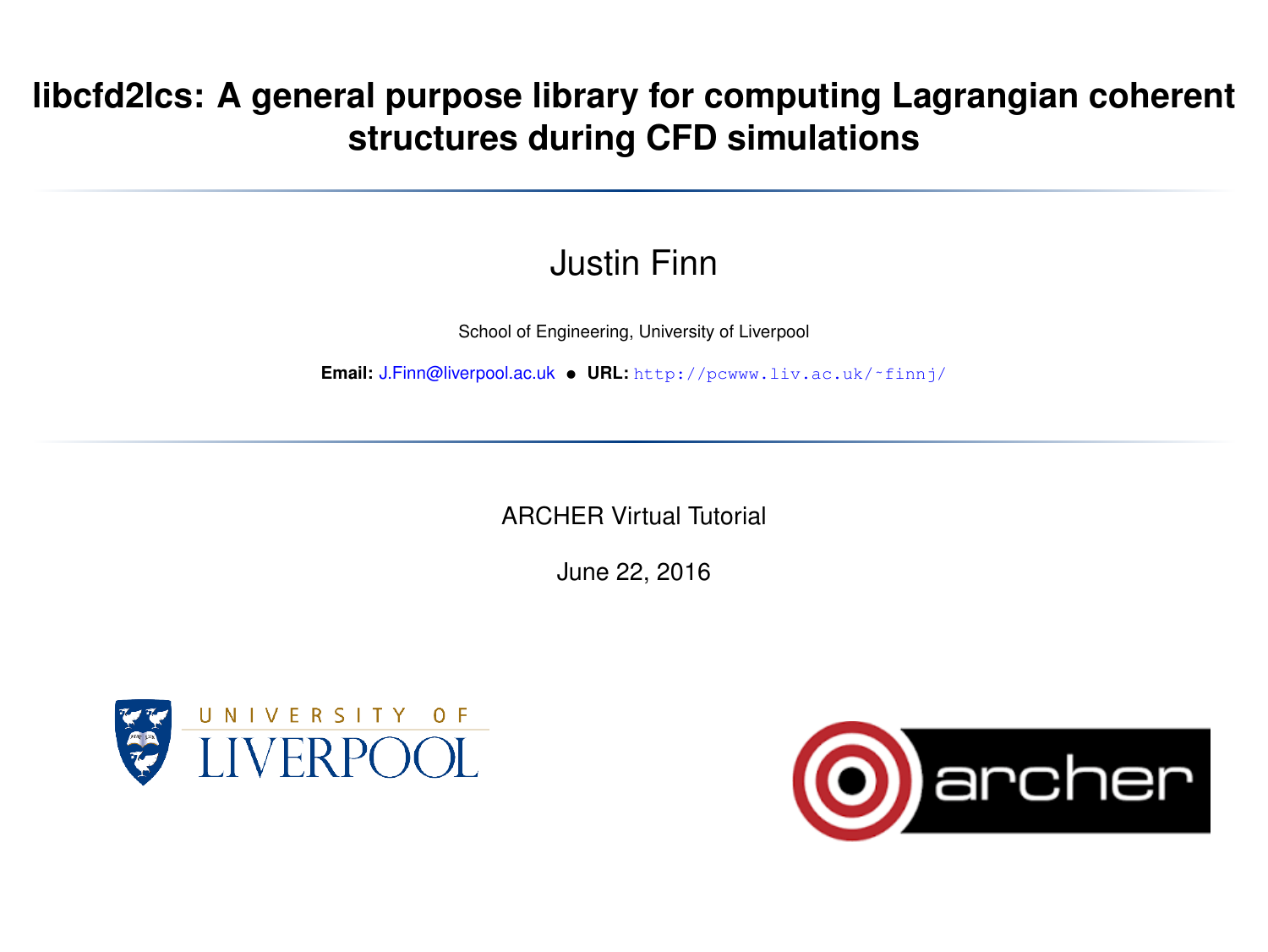# libcfd2lcs: A general purpose library for computing Lagrangian coherent structures during CFD simulations

Justin Finn

School of Engineering, University of Liverpool

**Email:** J.Finn@liverpool.ac.uk • **URL:** http://pcwww.liv.ac.uk/~finnj/

ARCHER Virtual Tutorial

June 22, 2016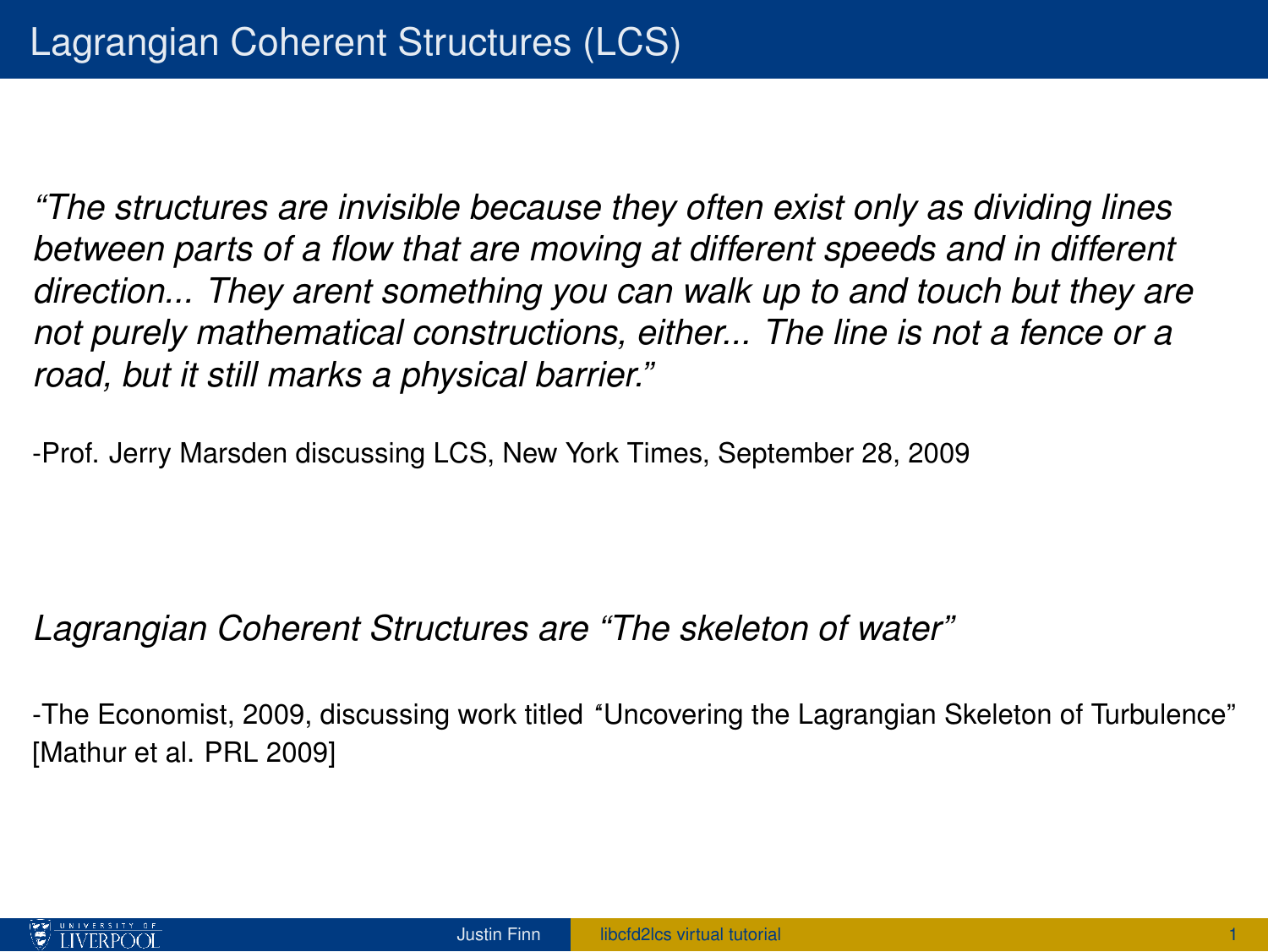# Lagrangian Coherent Structures (LCS)

*"The structures are invisible because they often exist only as dividing lines between parts of a flow that are moving at different speeds and in different direction... They arent something you can walk up to and touch but they are not purely mathematical constructions, either... The line is not a fence or a road, but it still marks a physical barrier."*

-Prof. Jerry Marsden discussing LCS, New York Times, September 28, 2009

*Lagrangian Coherent Structures are "The skeleton of water"*

-The Economist, 2009, discussing work titled "Uncovering the Lagrangian Skeleton of Turbulence" [Mathur et al. PRL 2009]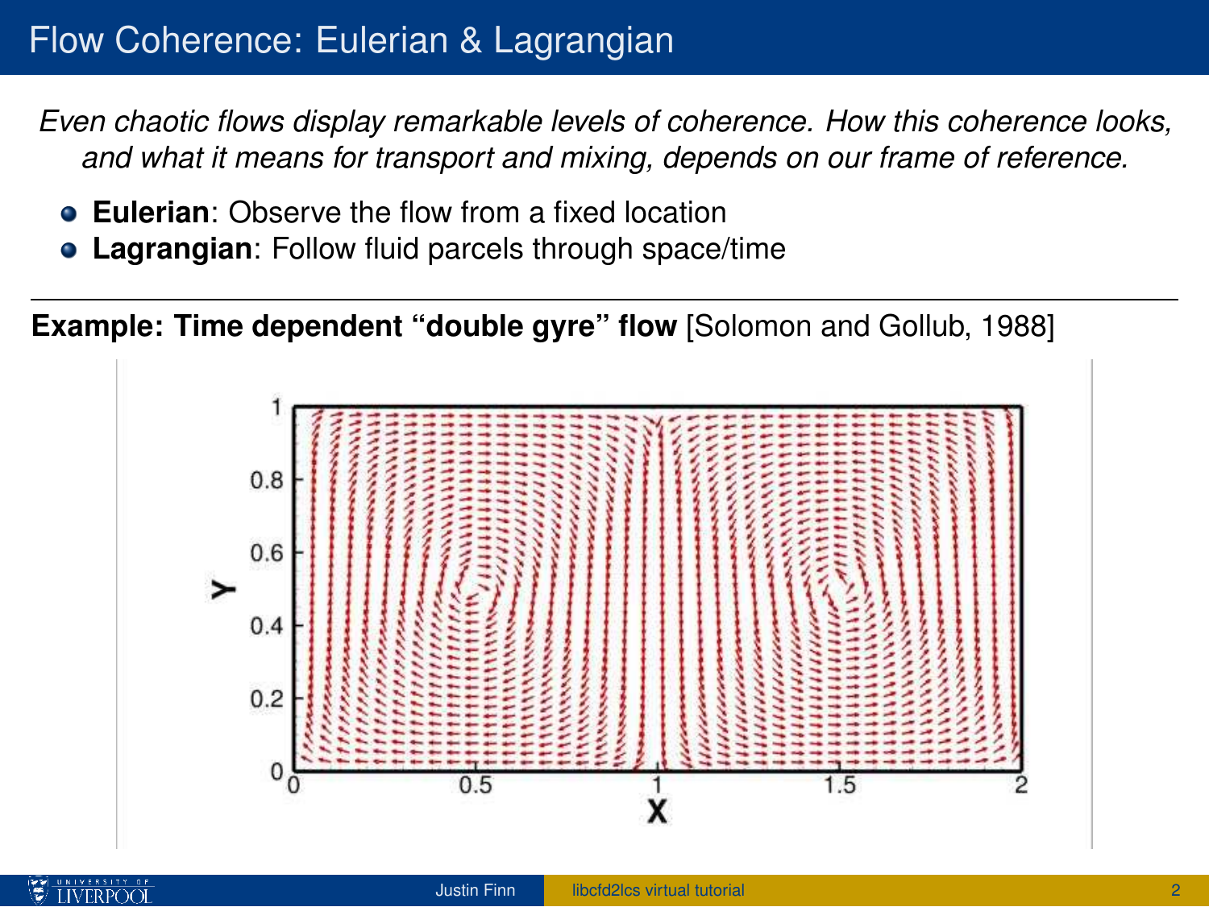# Flow Coherence: Eulerian & Lagrangian

*Even chaotic flows display remarkable levels of coherence. How this coherence looks, and what it means for transport and mixing, depends on our frame of reference.*

- **Eulerian**: Observe the flow from a fixed location
- **Lagrangian**: Follow fluid parcels through space/time

---

**Example: Time dependent "double gyre" flow** [Solomon and Gollub, 1988]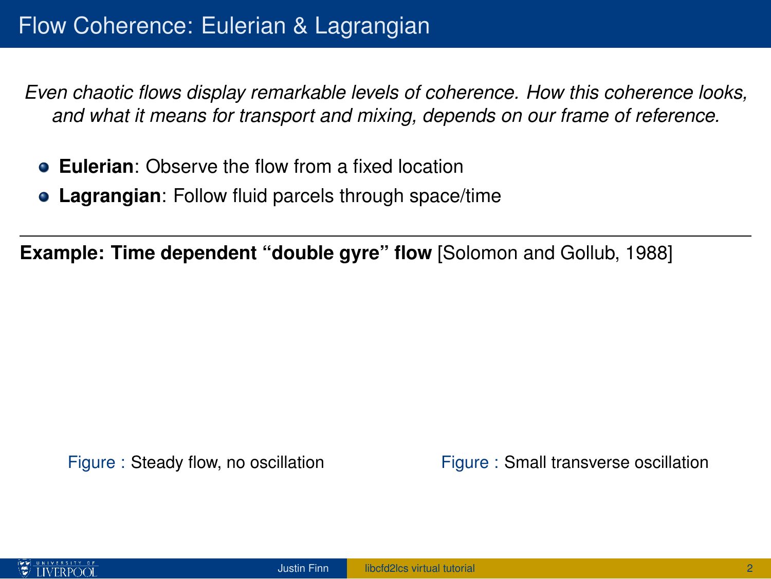# Flow Coherence: Eulerian & Lagrangian

*Even chaotic flows display remarkable levels of coherence. How this coherence looks, and what it means for transport and mixing, depends on our frame of reference.*

- **Eulerian**: Observe the flow from a fixed location
- **Lagrangian**: Follow fluid parcels through space/time

---

**Example: Time dependent "double gyre" flow** [Solomon and Gollub, 1988]

Figure : Steady flow, no oscillation

Figure : Small transverse oscillation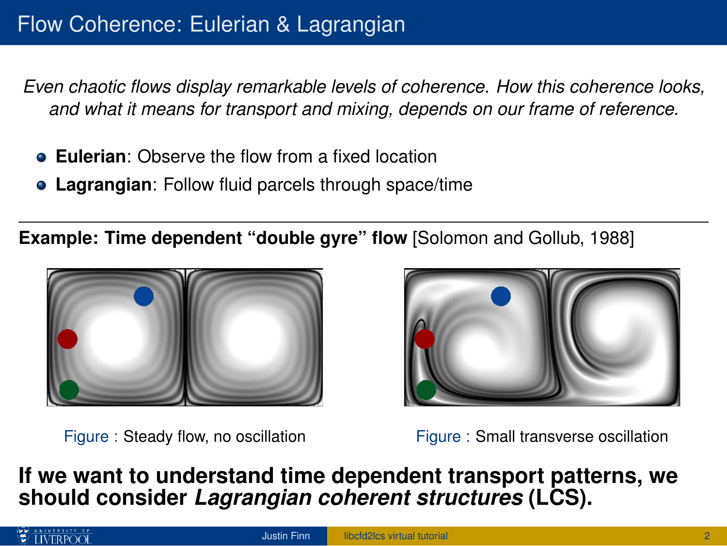# Flow Coherence: Eulerian & Lagrangian

*Even chaotic flows display remarkable levels of coherence. How this coherence looks, and what it means for transport and mixing, depends on our frame of reference.*

- **Eulerian**: Observe the flow from a fixed location
- **Lagrangian**: Follow fluid parcels through space/time

---

**Example: Time dependent "double gyre" flow** [Solomon and Gollub, 1988]

Figure : Steady flow, no oscillation

Figure : Small transverse oscillation

**If we want to understand time dependent transport patterns, we should consider *Lagrangian coherent structures* (LCS).**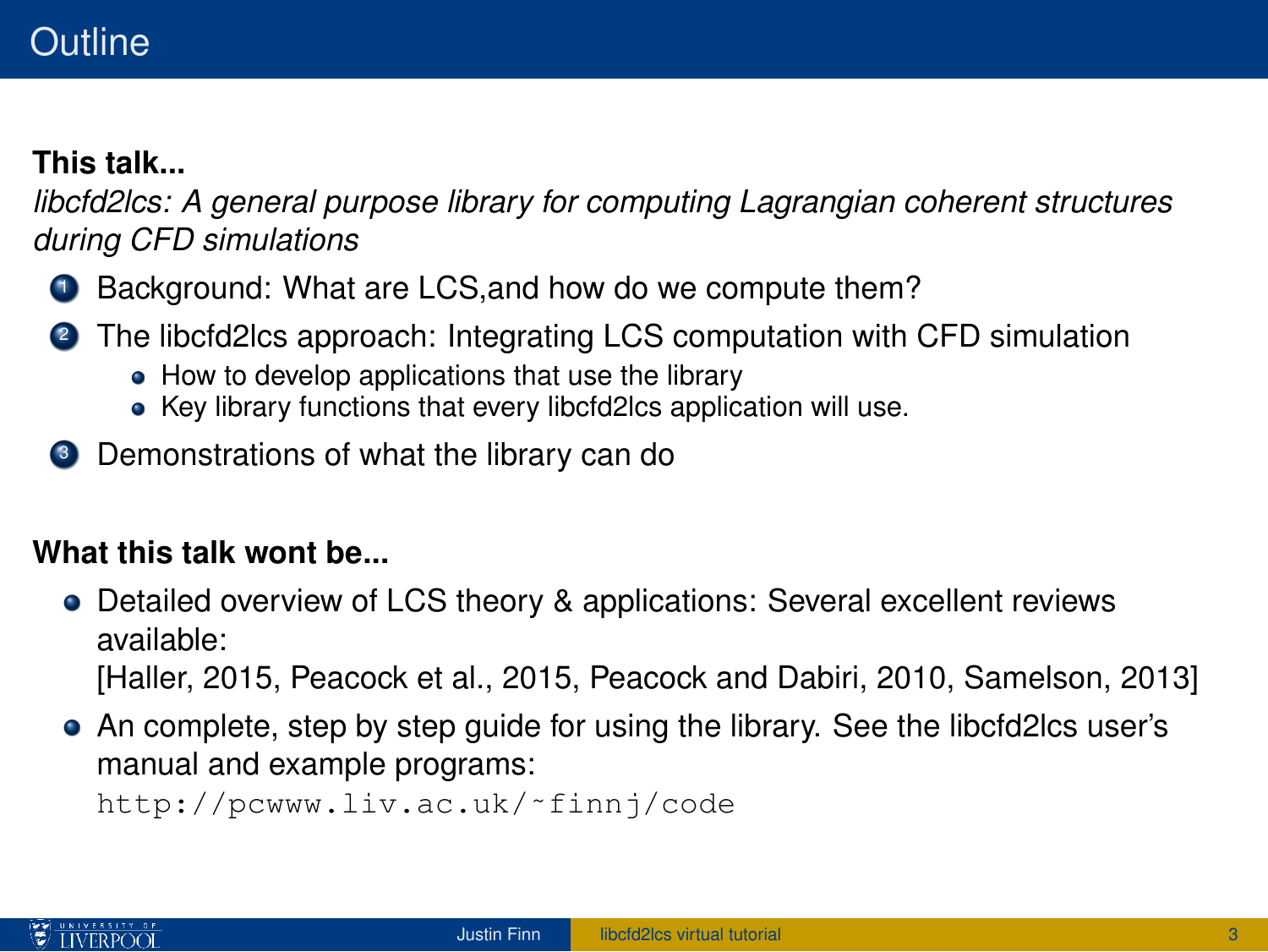# Outline

**This talk...**

*libcfd2lcs: A general purpose library for computing Lagrangian coherent structures during CFD simulations*

1. Background: What are LCS,and how do we compute them?
2. The libcfd2lcs approach: Integrating LCS computation with CFD simulation
   - How to develop applications that use the library
   - Key library functions that every libcfd2lcs application will use.
3. Demonstrations of what the library can do

**What this talk wont be...**

- Detailed overview of LCS theory & applications: Several excellent reviews available:
  [Haller, 2015, Peacock et al., 2015, Peacock and Dabiri, 2010, Samelson, 2013]
- An complete, step by step guide for using the library. See the libcfd2lcs user's manual and example programs:
  `http://pcwww.liv.ac.uk/~finnj/code`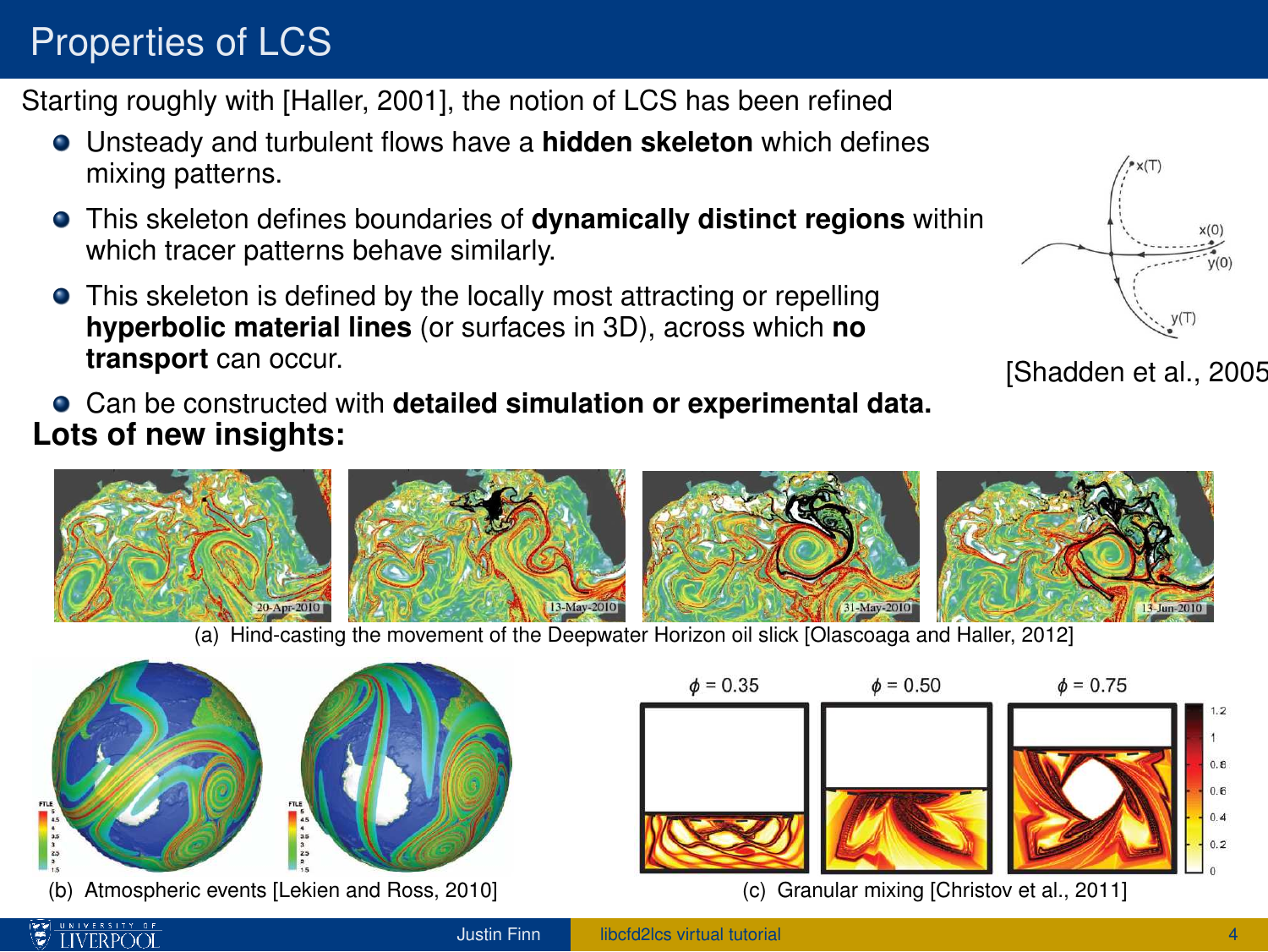# Properties of LCS

Starting roughly with [Haller, 2001], the notion of LCS has been refined

- Unsteady and turbulent flows have a **hidden skeleton** which defines mixing patterns.
- This skeleton defines boundaries of **dynamically distinct regions** within which tracer patterns behave similarly.
- This skeleton is defined by the locally most attracting or repelling **hyperbolic material lines** (or surfaces in 3D), across which **no transport** can occur.
- Can be constructed with **detailed simulation or experimental data.**

[Shadden et al., 2005

**Lots of new insights:**

(a) Hind-casting the movement of the Deepwater Horizon oil slick [Olascoaga and Haller, 2012]

(b) Atmospheric events [Lekien and Ross, 2010]

(c) Granular mixing [Christov et al., 2011]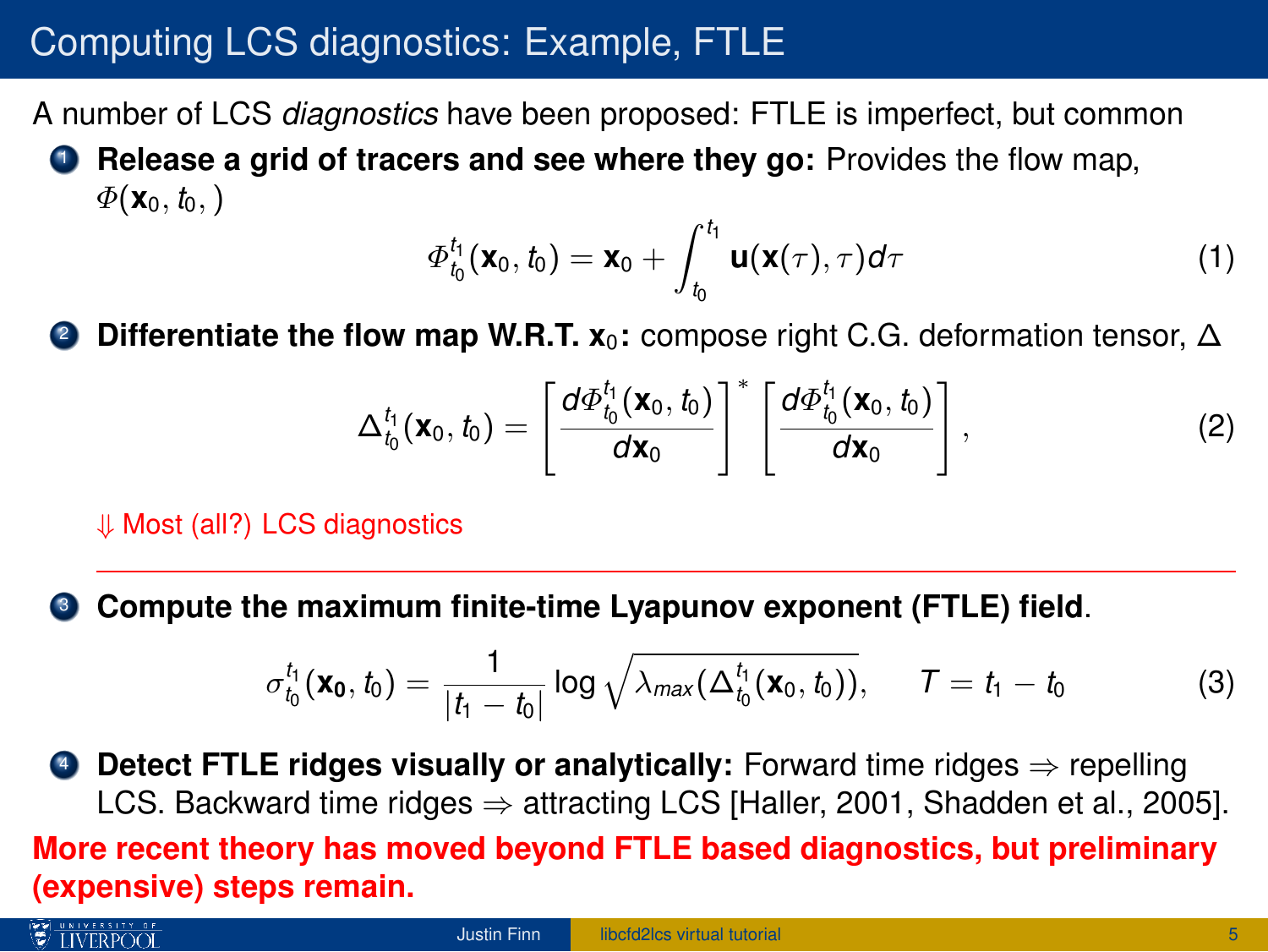# Computing LCS diagnostics: Example, FTLE

A number of LCS *diagnostics* have been proposed: FTLE is imperfect, but common

1. **Release a grid of tracers and see where they go:** Provides the flow map, $\Phi(\mathbf{x}_0, t_0, )$

$$\Phi_{t_0}^{t_1}(\mathbf{x}_0, t_0) = \mathbf{x}_0 + \int_{t_0}^{t_1} \mathbf{u}(\mathbf{x}(\tau), \tau) d\tau \tag{1}$$

2. **Differentiate the flow map W.R.T. $\mathbf{x}_0$:** compose right C.G. deformation tensor, $\Delta$

$$\Delta_{t_0}^{t_1}(\mathbf{x}_0, t_0) = \left[\frac{d\Phi_{t_0}^{t_1}(\mathbf{x}_0, t_0)}{d\mathbf{x}_0}\right]^* \left[\frac{d\Phi_{t_0}^{t_1}(\mathbf{x}_0, t_0)}{d\mathbf{x}_0}\right], \tag{2}$$

$\Downarrow$ Most (all?) LCS diagnostics

---

3. **Compute the maximum finite-time Lyapunov exponent (FTLE) field**.

$$\sigma_{t_0}^{t_1}(\mathbf{x_0}, t_0) = \frac{1}{|t_1 - t_0|} \log \sqrt{\lambda_{max}(\Delta_{t_0}^{t_1}(\mathbf{x}_0, t_0))}, \qquad T = t_1 - t_0 \tag{3}$$

4. **Detect FTLE ridges visually or analytically:** Forward time ridges $\Rightarrow$ repelling LCS. Backward time ridges $\Rightarrow$ attracting LCS [Haller, 2001, Shadden et al., 2005].

**More recent theory has moved beyond FTLE based diagnostics, but preliminary (expensive) steps remain.**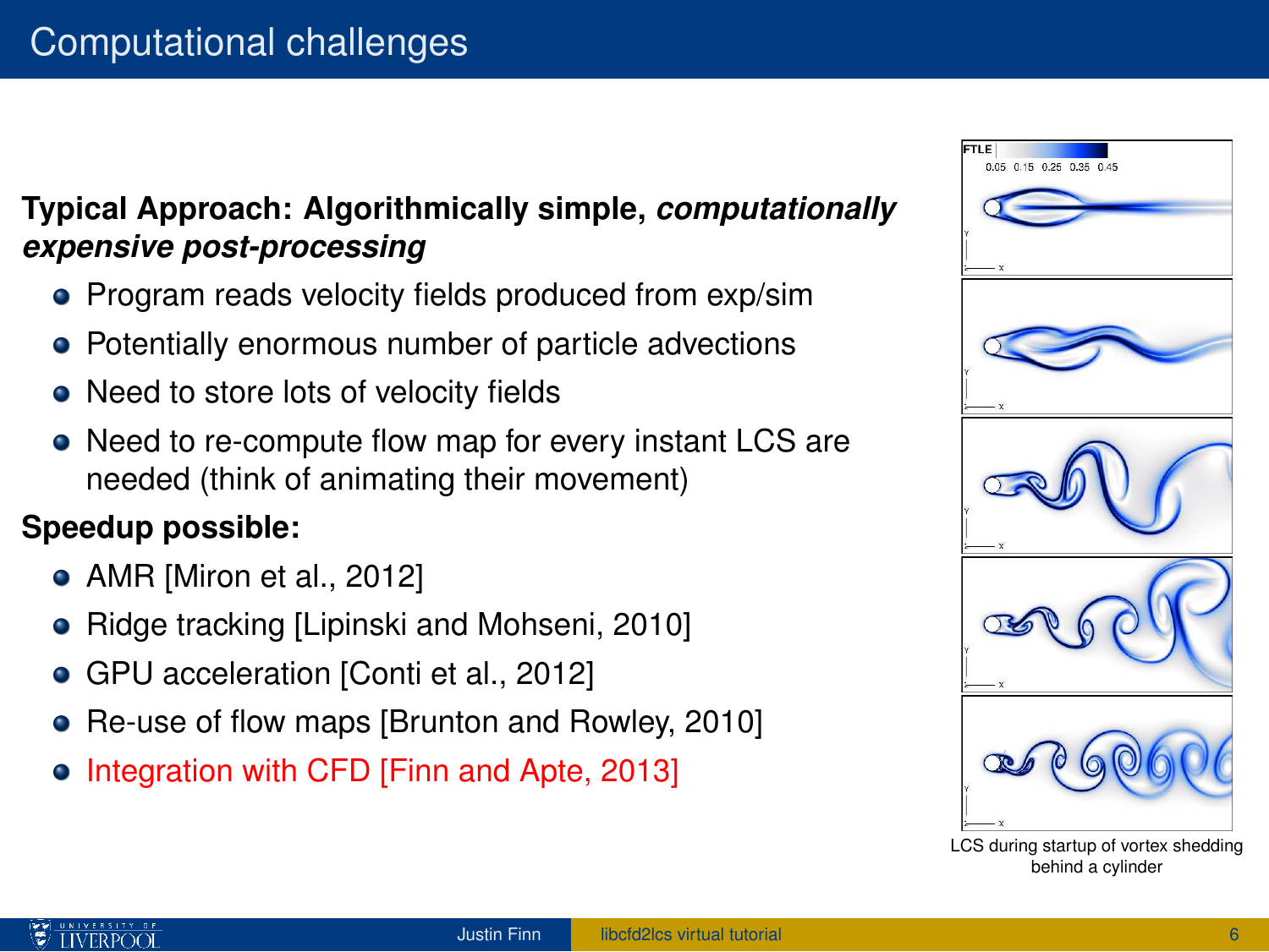# Computational challenges

**Typical Approach: Algorithmically simple, *computationally expensive post-processing***

- Program reads velocity fields produced from exp/sim
- Potentially enormous number of particle advections
- Need to store lots of velocity fields
- Need to re-compute flow map for every instant LCS are needed (think of animating their movement)

**Speedup possible:**

- AMR [Miron et al., 2012]
- Ridge tracking [Lipinski and Mohseni, 2010]
- GPU acceleration [Conti et al., 2012]
- Re-use of flow maps [Brunton and Rowley, 2010]
- Integration with CFD [Finn and Apte, 2013]

LCS during startup of vortex shedding behind a cylinder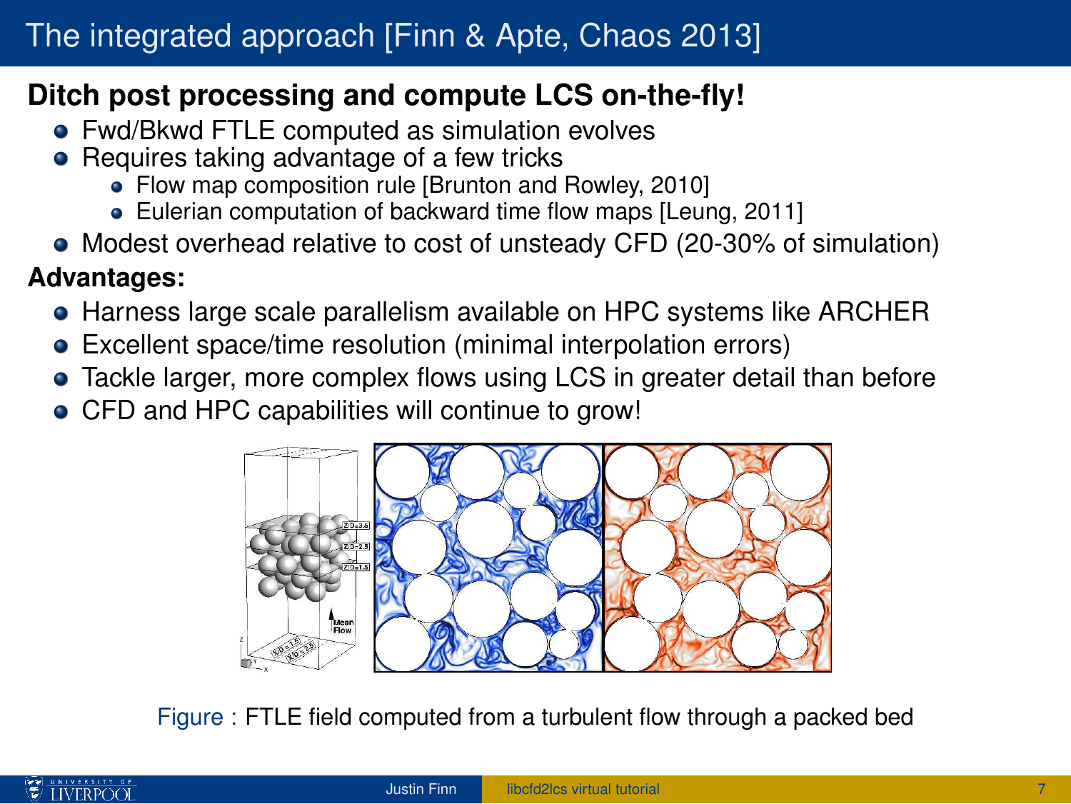# The integrated approach [Finn & Apte, Chaos 2013]

**Ditch post processing and compute LCS on-the-fly!**

- Fwd/Bkwd FTLE computed as simulation evolves
- Requires taking advantage of a few tricks
  - Flow map composition rule [Brunton and Rowley, 2010]
  - Eulerian computation of backward time flow maps [Leung, 2011]
- Modest overhead relative to cost of unsteady CFD (20-30% of simulation)

**Advantages:**

- Harness large scale parallelism available on HPC systems like ARCHER
- Excellent space/time resolution (minimal interpolation errors)
- Tackle larger, more complex flows using LCS in greater detail than before
- CFD and HPC capabilities will continue to grow!

Figure : FTLE field computed from a turbulent flow through a packed bed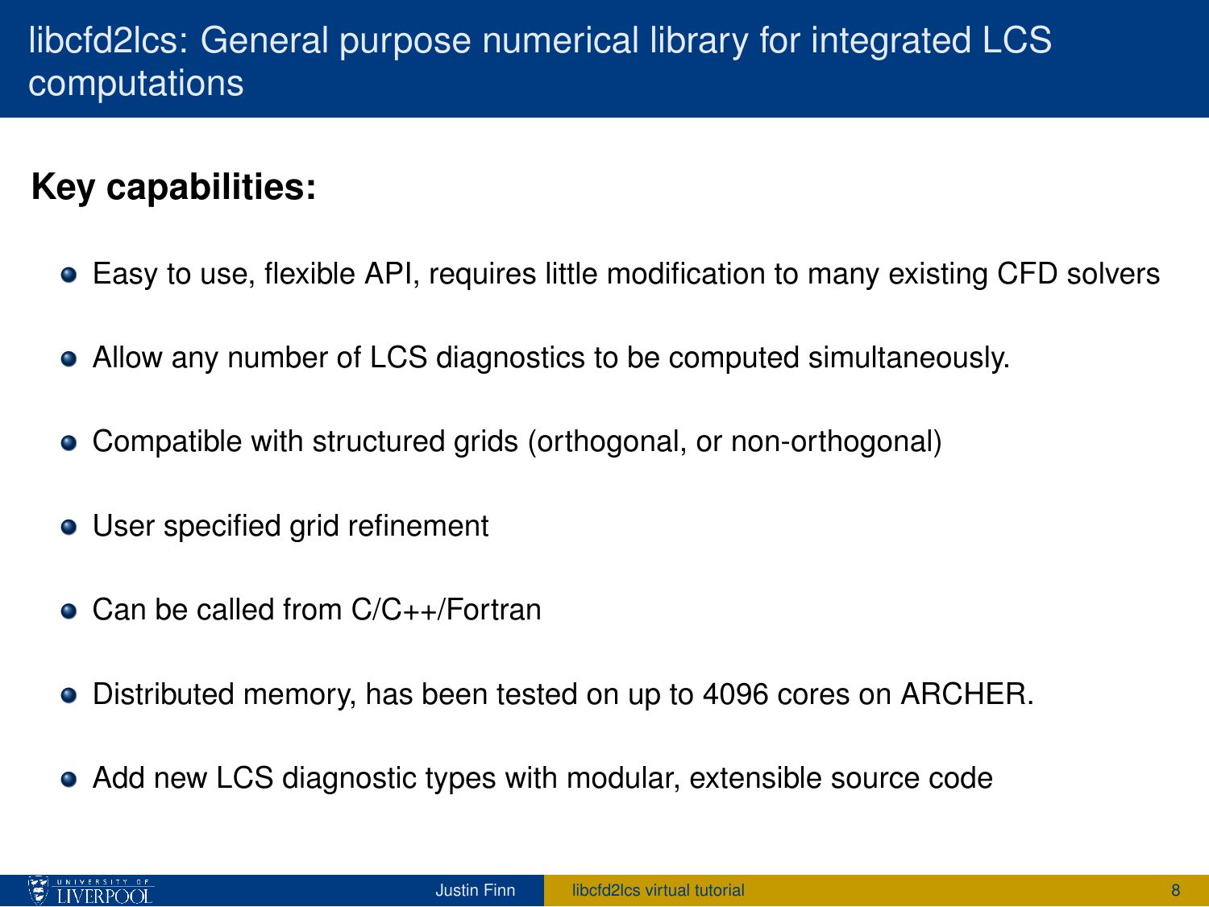# libcfd2lcs: General purpose numerical library for integrated LCS computations

**Key capabilities:**

- Easy to use, flexible API, requires little modification to many existing CFD solvers
- Allow any number of LCS diagnostics to be computed simultaneously.
- Compatible with structured grids (orthogonal, or non-orthogonal)
- User specified grid refinement
- Can be called from C/C++/Fortran
- Distributed memory, has been tested on up to 4096 cores on ARCHER.
- Add new LCS diagnostic types with modular, extensible source code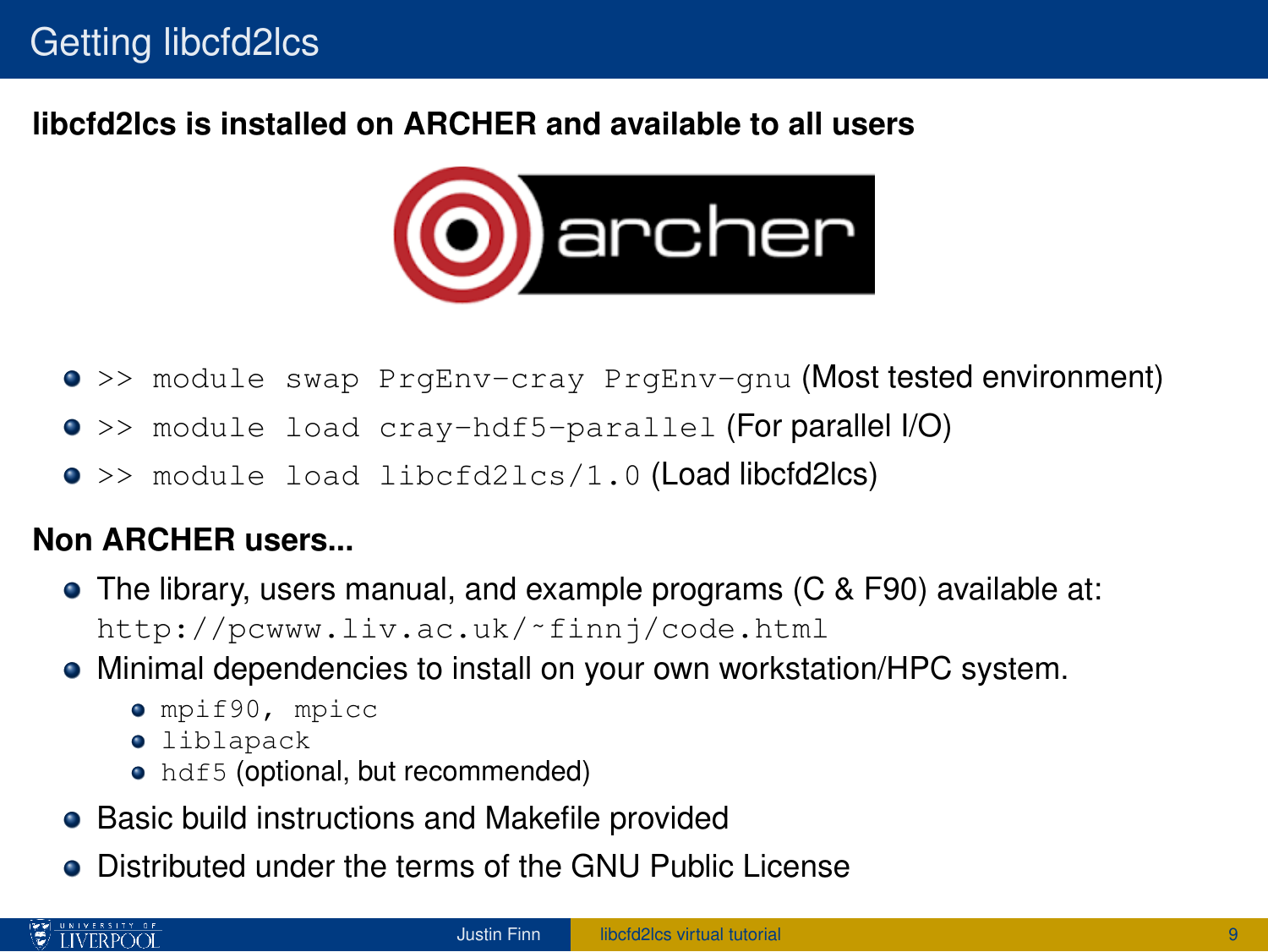# Getting libcfd2lcs

**libcfd2lcs is installed on ARCHER and available to all users**

- `>> module swap PrgEnv-cray PrgEnv-gnu` (Most tested environment)
- `>> module load cray-hdf5-parallel` (For parallel I/O)
- `>> module load libcfd2lcs/1.0` (Load libcfd2lcs)

**Non ARCHER users...**

- The library, users manual, and example programs (C & F90) available at: `http://pcwww.liv.ac.uk/~finnj/code.html`
- Minimal dependencies to install on your own workstation/HPC system.
  - `mpif90, mpicc`
  - `liblapack`
  - `hdf5` (optional, but recommended)
- Basic build instructions and Makefile provided
- Distributed under the terms of the GNU Public License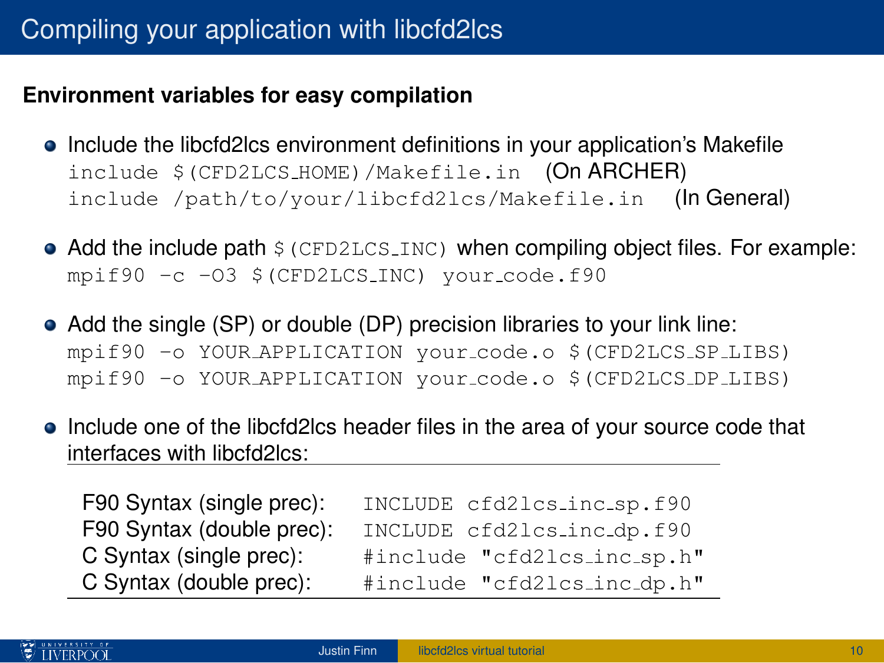# Compiling your application with libcfd2lcs

**Environment variables for easy compilation**

- Include the libcfd2lcs environment definitions in your application's Makefile
  `include $(CFD2LCS_HOME)/Makefile.in` (On ARCHER)
  `include /path/to/your/libcfd2lcs/Makefile.in` (In General)

- Add the include path `$(CFD2LCS_INC)` when compiling object files. For example:
  ```
  mpif90 -c -O3 $(CFD2LCS_INC) your_code.f90
  ```

- Add the single (SP) or double (DP) precision libraries to your link line:
  ```
  mpif90 -o YOUR_APPLICATION your_code.o $(CFD2LCS_SP_LIBS)
  mpif90 -o YOUR_APPLICATION your_code.o $(CFD2LCS_DP_LIBS)
  ```

- Include one of the libcfd2lcs header files in the area of your source code that interfaces with libcfd2lcs:

| | |
|---|---|
| F90 Syntax (single prec): | `INCLUDE cfd2lcs_inc_sp.f90` |
| F90 Syntax (double prec): | `INCLUDE cfd2lcs_inc_dp.f90` |
| C Syntax (single prec): | `#include "cfd2lcs_inc_sp.h"` |
| C Syntax (double prec): | `#include "cfd2lcs_inc_dp.h"` |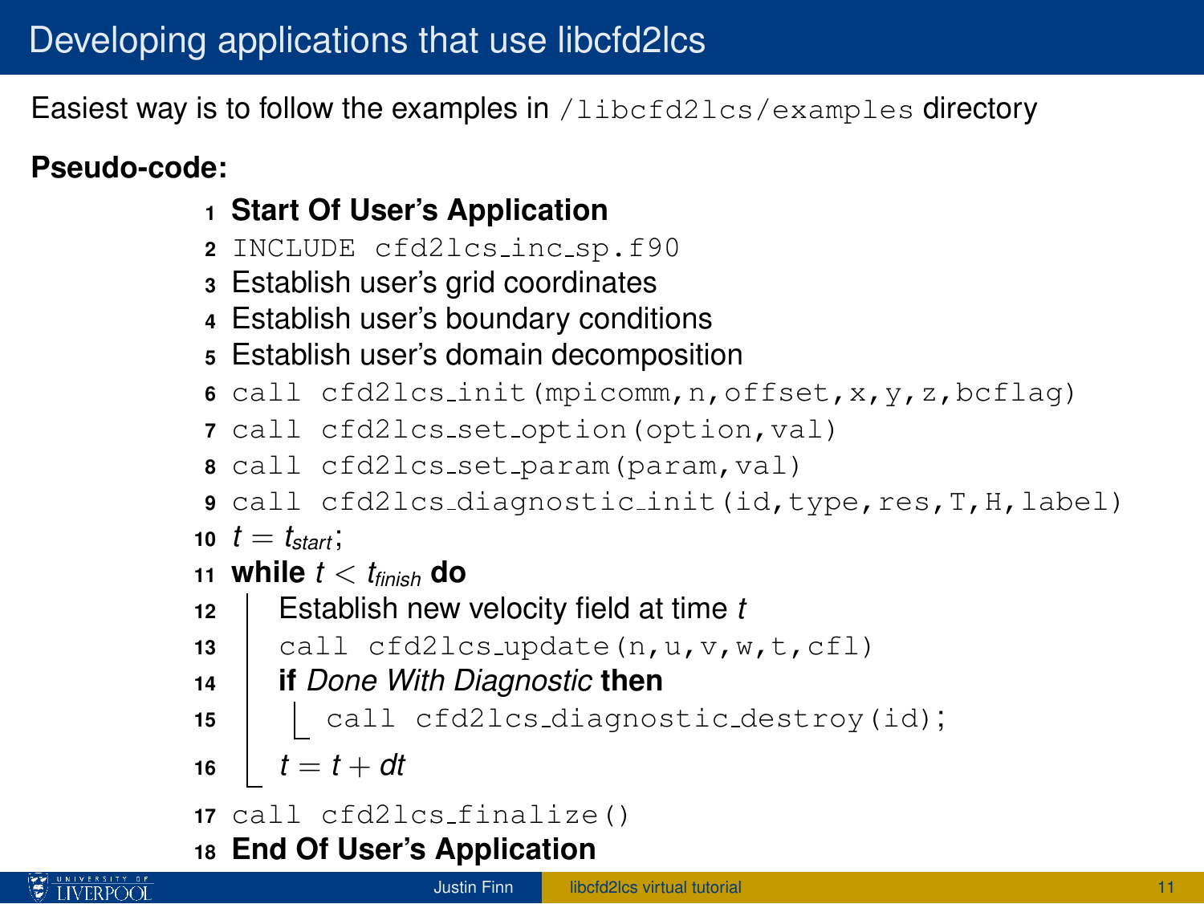# Developing applications that use libcfd2lcs

Easiest way is to follow the examples in `/libcfd2lcs/examples` directory

**Pseudo-code:**

```
1  Start Of User's Application
2  INCLUDE cfd2lcs_inc_sp.f90
3  Establish user's grid coordinates
4  Establish user's boundary conditions
5  Establish user's domain decomposition
6  call cfd2lcs_init(mpicomm,n,offset,x,y,z,bcflag)
7  call cfd2lcs_set_option(option,val)
8  call cfd2lcs_set_param(param,val)
9  call cfd2lcs_diagnostic_init(id,type,res,T,H,label)
10 t = t_start;
11 while t < t_finish do
12     Establish new velocity field at time t
13     call cfd2lcs_update(n,u,v,w,t,cfl)
14     if Done With Diagnostic then
15         call cfd2lcs_diagnostic_destroy(id);
16     t = t + dt
17 call cfd2lcs_finalize()
18 End Of User's Application
```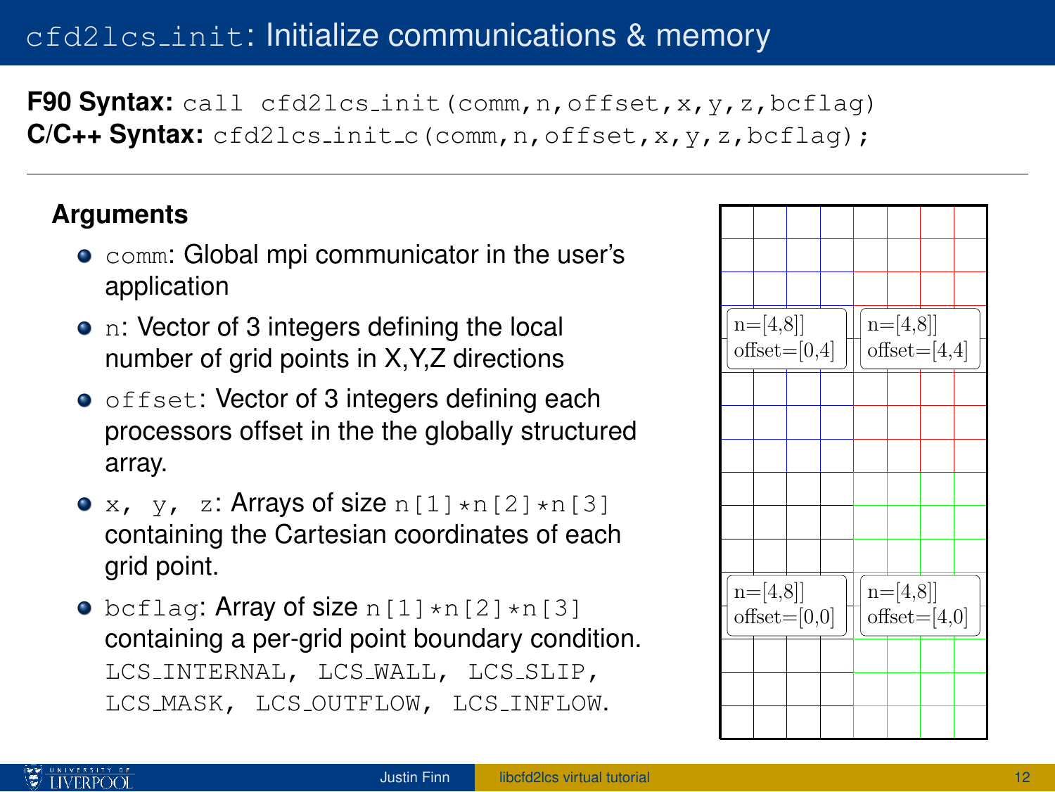# cfd2lcs_init: Initialize communications & memory

**F90 Syntax:** `call cfd2lcs_init(comm,n,offset,x,y,z,bcflag)`
**C/C++ Syntax:** `cfd2lcs_init_c(comm,n,offset,x,y,z,bcflag);`

---

### Arguments

- `comm`: Global mpi communicator in the user's application
- `n`: Vector of 3 integers defining the local number of grid points in X,Y,Z directions
- `offset`: Vector of 3 integers defining each processors offset in the the globally structured array.
- `x, y, z`: Arrays of size `n[1]*n[2]*n[3]` containing the Cartesian coordinates of each grid point.
- `bcflag`: Array of size `n[1]*n[2]*n[3]` containing a per-grid point boundary condition. `LCS_INTERNAL, LCS_WALL, LCS_SLIP, LCS_MASK, LCS_OUTFLOW, LCS_INFLOW.`

n=[4,8]] offset=[0,4]

n=[4,8]] offset=[4,4]

n=[4,8]] offset=[0,0]

n=[4,8]] offset=[4,0]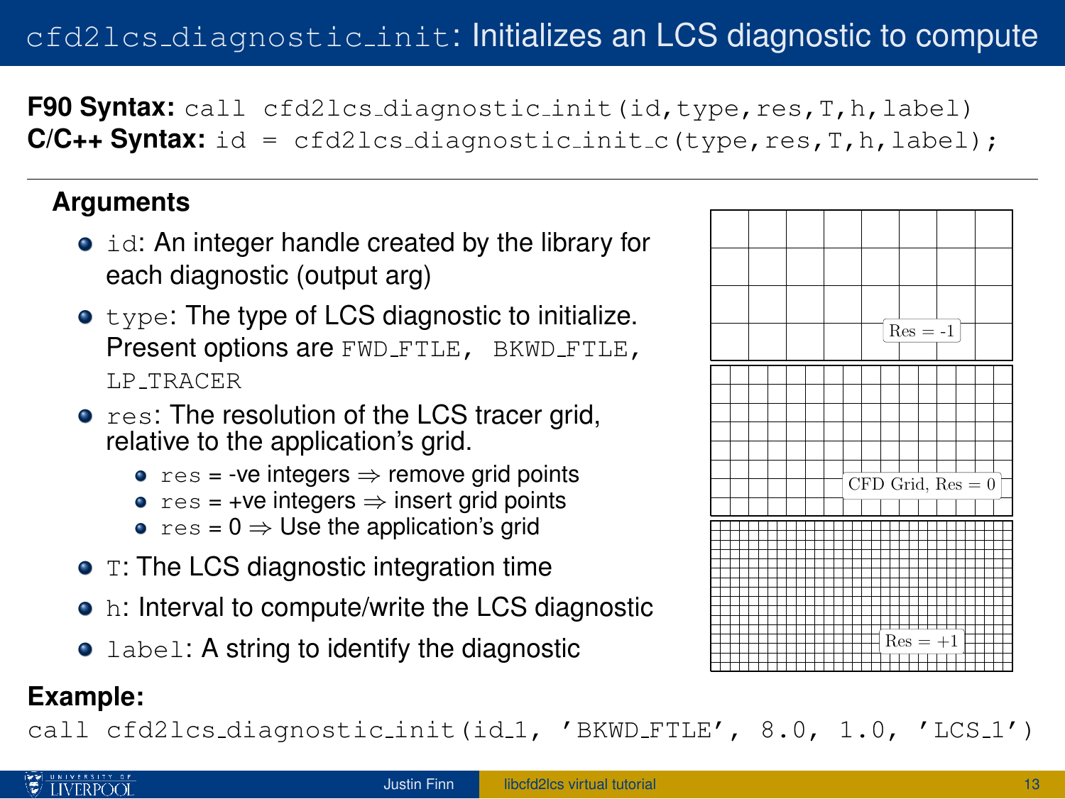# `cfd2lcs_diagnostic_init`: Initializes an LCS diagnostic to compute

**F90 Syntax:** `call cfd2lcs_diagnostic_init(id,type,res,T,h,label)`
**C/C++ Syntax:** `id = cfd2lcs_diagnostic_init_c(type,res,T,h,label);`

---

### Arguments

- `id`: An integer handle created by the library for each diagnostic (output arg)
- `type`: The type of LCS diagnostic to initialize. Present options are `FWD_FTLE`, `BKWD_FTLE`, `LP_TRACER`
- `res`: The resolution of the LCS tracer grid, relative to the application's grid.
  - `res` = -ve integers ⇒ remove grid points
  - `res` = +ve integers ⇒ insert grid points
  - `res` = 0 ⇒ Use the application's grid
- `T`: The LCS diagnostic integration time
- `h`: Interval to compute/write the LCS diagnostic
- `label`: A string to identify the diagnostic

Res = -1

CFD Grid, Res = 0

Res = +1

**Example:**

```
call cfd2lcs_diagnostic_init(id_1, 'BKWD_FTLE', 8.0, 1.0, 'LCS_1')
```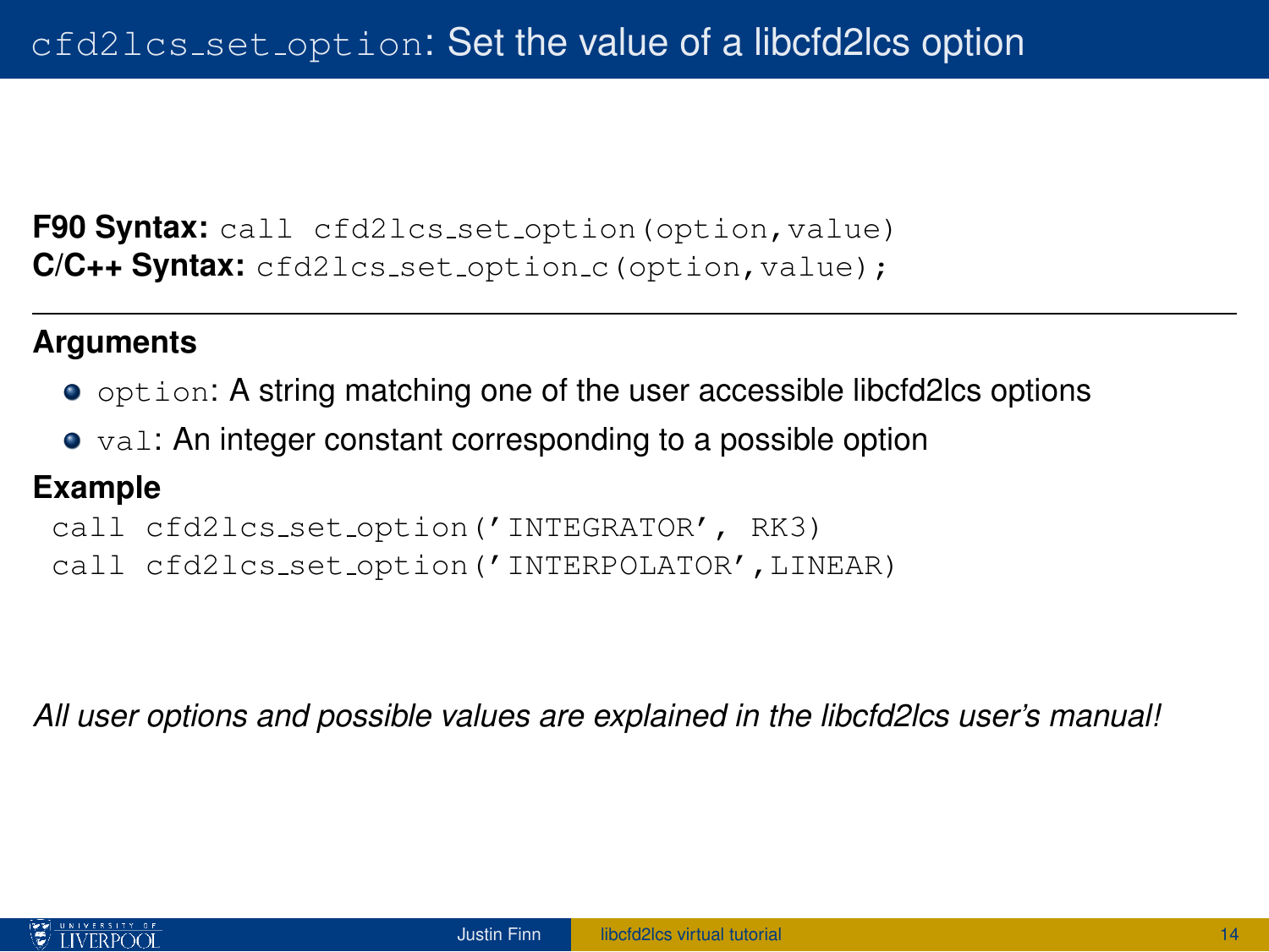# `cfd2lcs_set_option`: Set the value of a libcfd2lcs option

**F90 Syntax:** `call cfd2lcs_set_option(option,value)`
**C/C++ Syntax:** `cfd2lcs_set_option_c(option,value);`

---

**Arguments**

- `option`: A string matching one of the user accessible libcfd2lcs options
- `val`: An integer constant corresponding to a possible option

**Example**

```
call cfd2lcs_set_option('INTEGRATOR', RK3)
call cfd2lcs_set_option('INTERPOLATOR',LINEAR)
```

*All user options and possible values are explained in the libcfd2lcs user's manual!*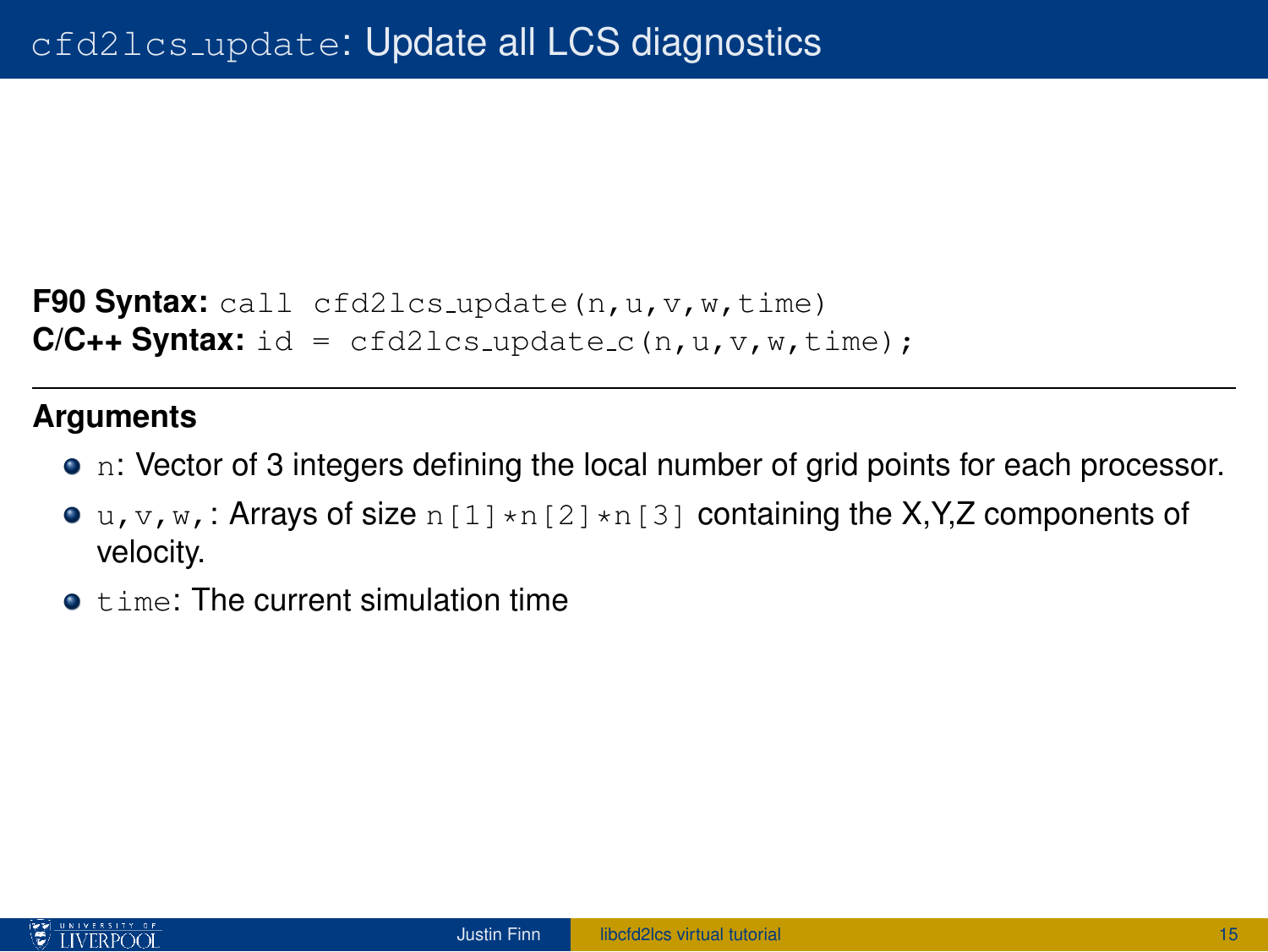# `cfd2lcs_update`: Update all LCS diagnostics

**F90 Syntax:** `call cfd2lcs_update(n,u,v,w,time)`
**C/C++ Syntax:** `id = cfd2lcs_update_c(n,u,v,w,time);`

---

**Arguments**

- `n`: Vector of 3 integers defining the local number of grid points for each processor.
- `u,v,w,`: Arrays of size `n[1]*n[2]*n[3]` containing the X,Y,Z components of velocity.
- `time`: The current simulation time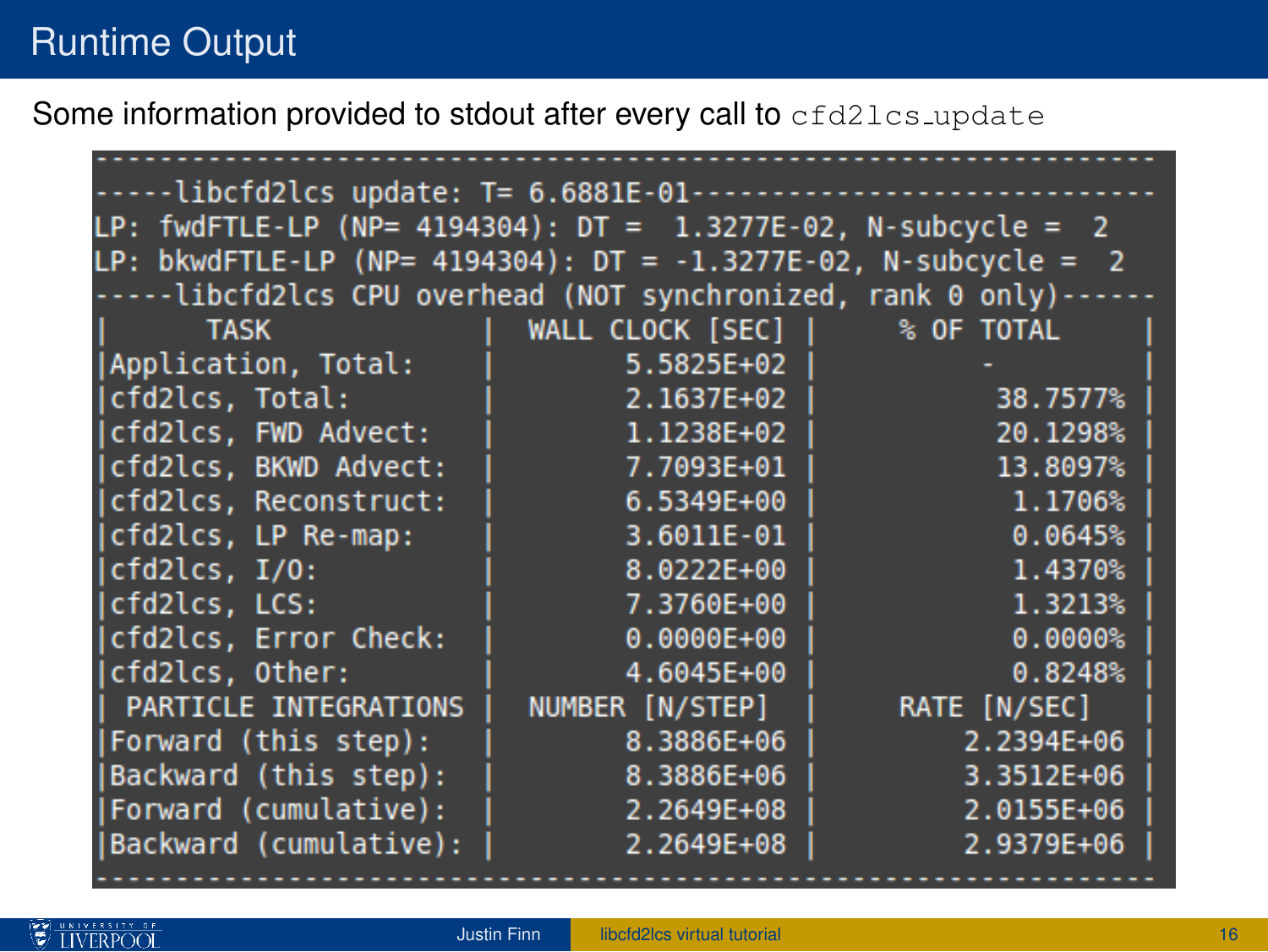# Runtime Output

Some information provided to stdout after every call to `cfd2lcs_update`

```
----------------------------------------------------------------
-----libcfd2lcs update: T= 6.6881E-01---------------------------
LP: fwdFTLE-LP (NP= 4194304): DT =  1.3277E-02, N-subcycle =  2
LP: bkwdFTLE-LP (NP= 4194304): DT = -1.3277E-02, N-subcycle =  2
-----libcfd2lcs CPU overhead (NOT synchronized, rank 0 only)------
|      TASK               |  WALL CLOCK [SEC] |     % OF TOTAL    |
|Application, Total:      |        5.5825E+02 |          -        |
|cfd2lcs, Total:          |        2.1637E+02 |          38.7577% |
|cfd2lcs, FWD Advect:     |        1.1238E+02 |          20.1298% |
|cfd2lcs, BKWD Advect:    |        7.7093E+01 |          13.8097% |
|cfd2lcs, Reconstruct:    |        6.5349E+00 |           1.1706% |
|cfd2lcs, LP Re-map:      |        3.6011E-01 |           0.0645% |
|cfd2lcs, I/O:            |        8.0222E+00 |           1.4370% |
|cfd2lcs, LCS:            |        7.3760E+00 |           1.3213% |
|cfd2lcs, Error Check:    |        0.0000E+00 |           0.0000% |
|cfd2lcs, Other:          |        4.6045E+00 |           0.8248% |
| PARTICLE INTEGRATIONS   |  NUMBER [N/STEP]  |   RATE [N/SEC]    |
|Forward (this step):     |        8.3886E+06 |        2.2394E+06 |
|Backward (this step):    |        8.3886E+06 |        3.3512E+06 |
|Forward (cumulative):    |        2.2649E+08 |        2.0155E+06 |
|Backward (cumulative):   |        2.2649E+08 |        2.9379E+06 |
----------------------------------------------------------------
```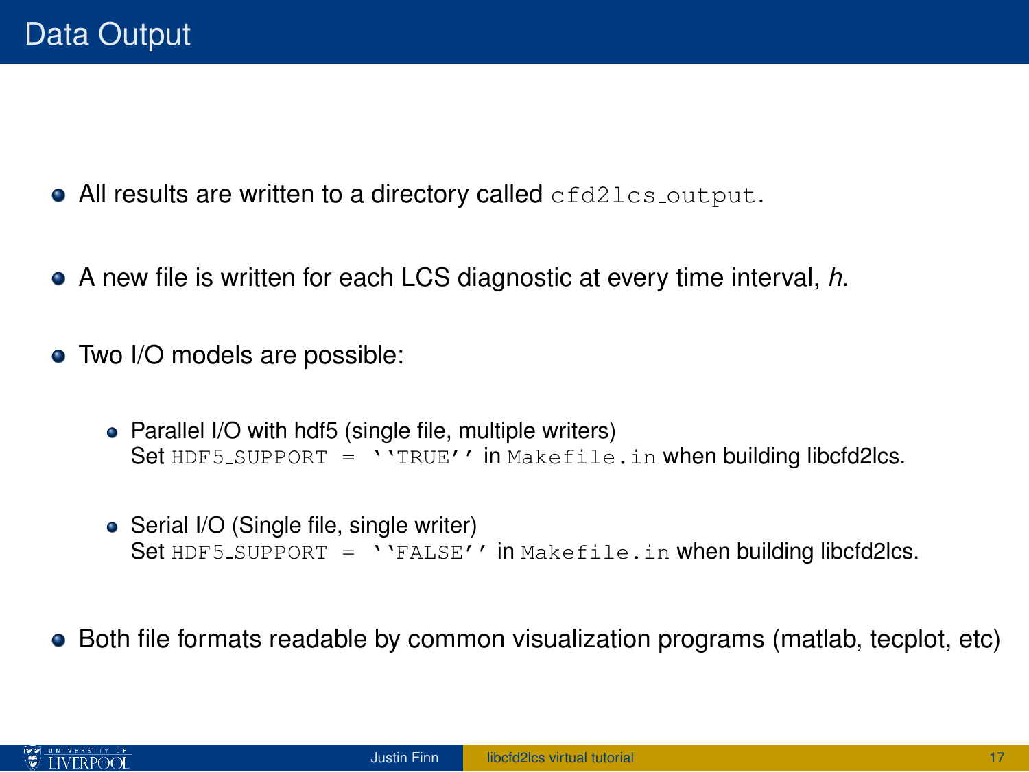# Data Output

- All results are written to a directory called `cfd2lcs_output`.
- A new file is written for each LCS diagnostic at every time interval, *h*.
- Two I/O models are possible:
  - Parallel I/O with hdf5 (single file, multiple writers)
    Set `HDF5_SUPPORT = ``TRUE''` in `Makefile.in` when building libcfd2lcs.
  - Serial I/O (Single file, single writer)
    Set `HDF5_SUPPORT = ``FALSE''` in `Makefile.in` when building libcfd2lcs.
- Both file formats readable by common visualization programs (matlab, tecplot, etc)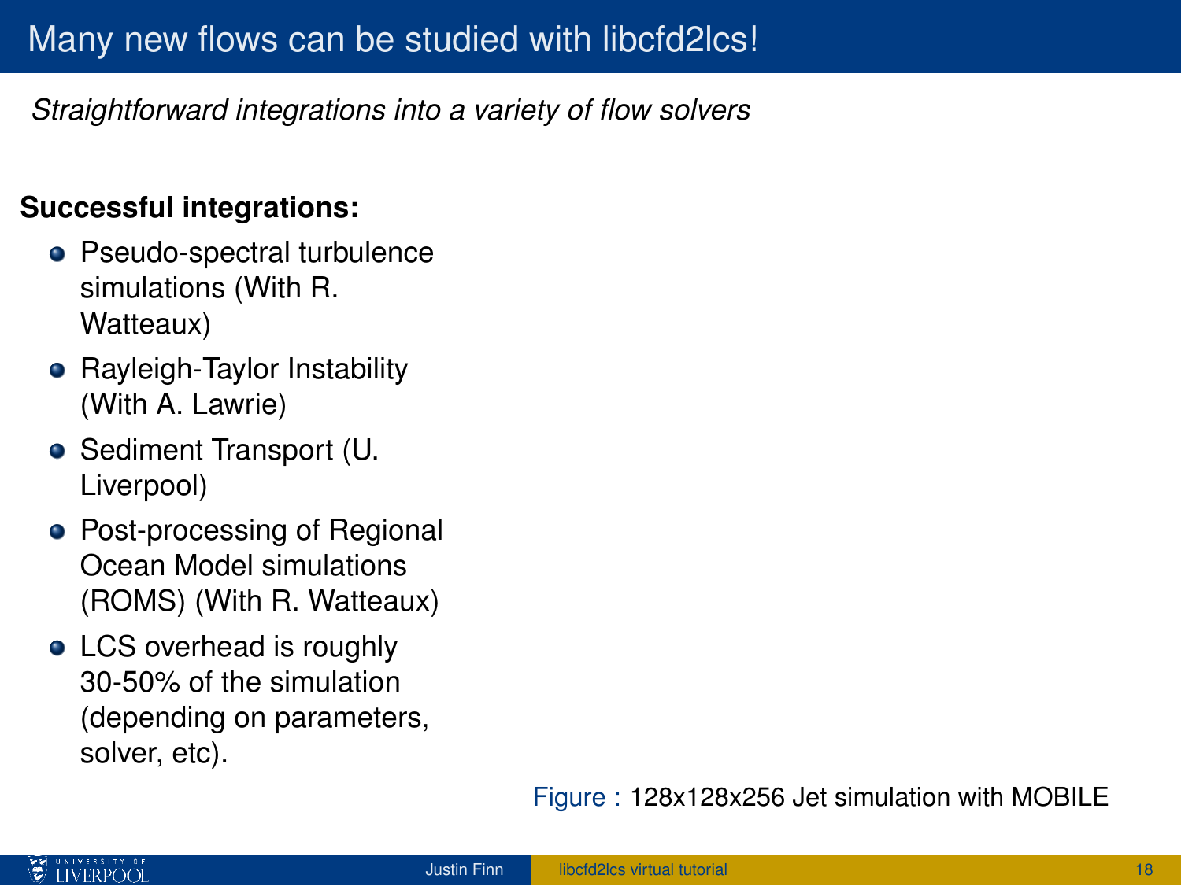# Many new flows can be studied with libcfd2lcs!

*Straightforward integrations into a variety of flow solvers*

**Successful integrations:**

- Pseudo-spectral turbulence simulations (With R. Watteaux)
- Rayleigh-Taylor Instability (With A. Lawrie)
- Sediment Transport (U. Liverpool)
- Post-processing of Regional Ocean Model simulations (ROMS) (With R. Watteaux)
- LCS overhead is roughly 30-50% of the simulation (depending on parameters, solver, etc).

Figure : 128x128x256 Jet simulation with MOBILE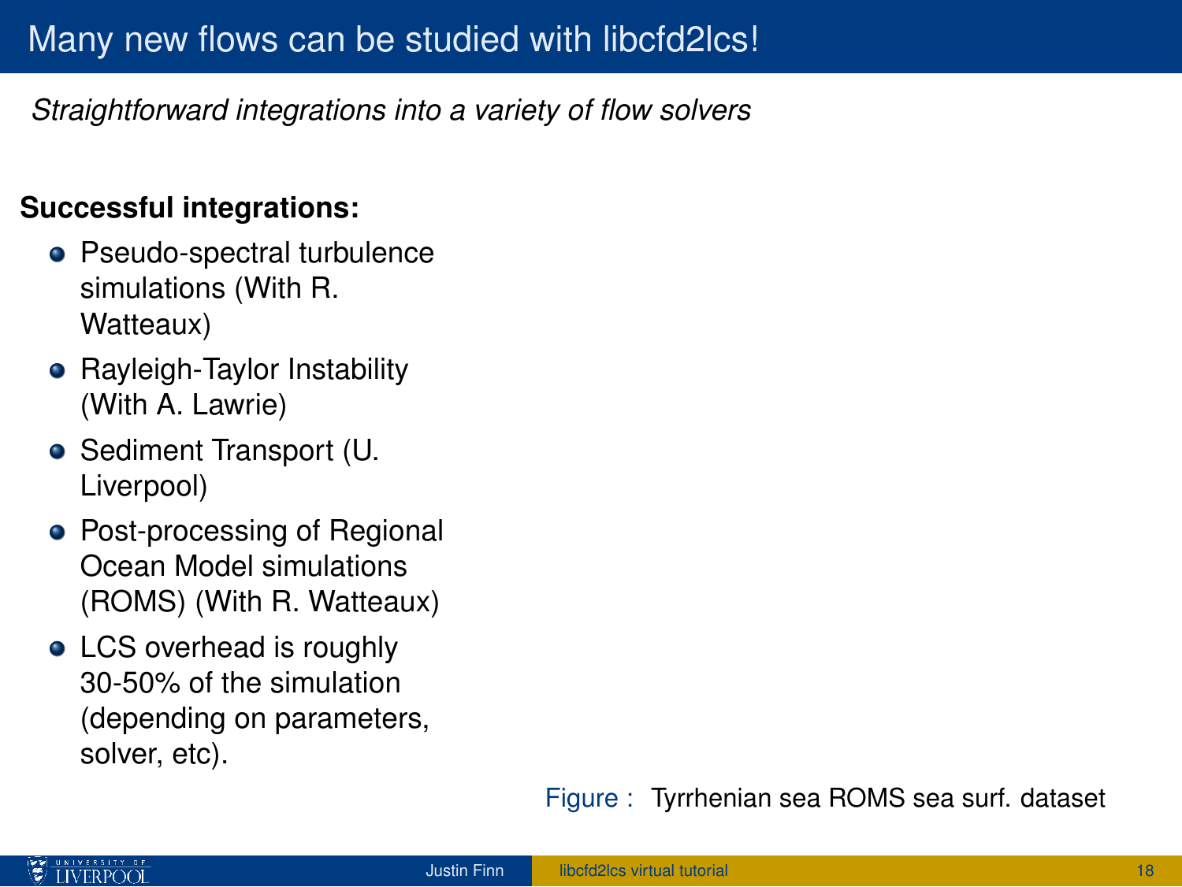# Many new flows can be studied with libcfd2lcs!

*Straightforward integrations into a variety of flow solvers*

**Successful integrations:**

- Pseudo-spectral turbulence simulations (With R. Watteaux)
- Rayleigh-Taylor Instability (With A. Lawrie)
- Sediment Transport (U. Liverpool)
- Post-processing of Regional Ocean Model simulations (ROMS) (With R. Watteaux)
- LCS overhead is roughly 30-50% of the simulation (depending on parameters, solver, etc).

Figure : Tyrrhenian sea ROMS sea surf. dataset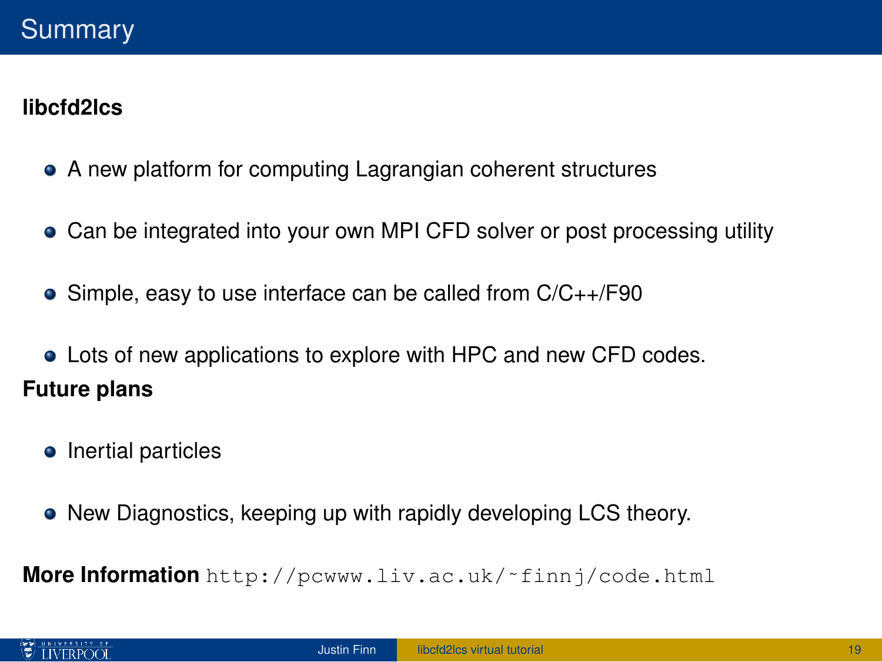# Summary

**libcfd2lcs**

- A new platform for computing Lagrangian coherent structures
- Can be integrated into your own MPI CFD solver or post processing utility
- Simple, easy to use interface can be called from C/C++/F90
- Lots of new applications to explore with HPC and new CFD codes.

**Future plans**

- Inertial particles
- New Diagnostics, keeping up with rapidly developing LCS theory.

**More Information** `http://pcwww.liv.ac.uk/~finnj/code.html`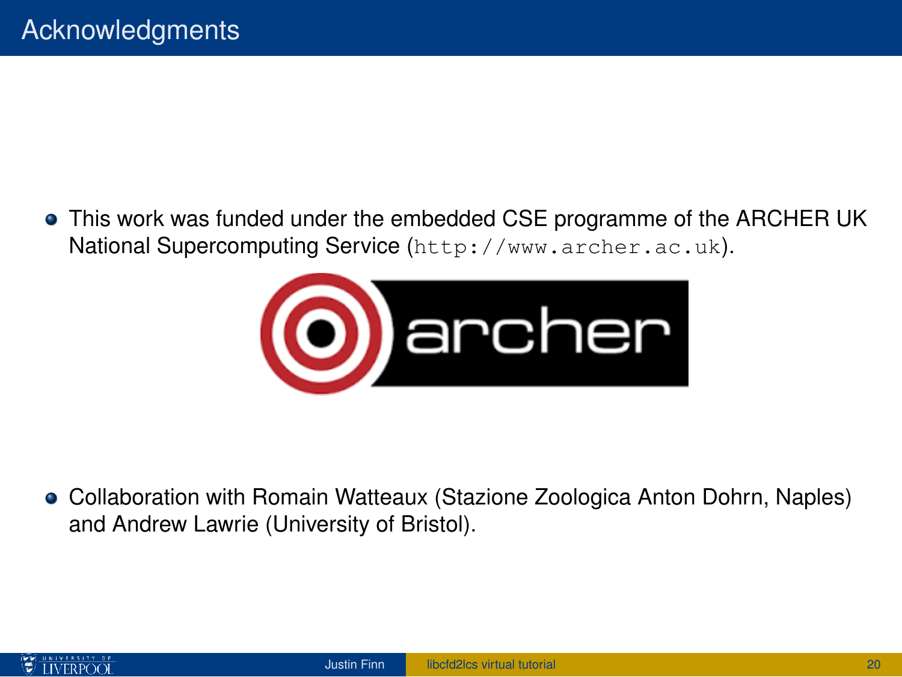# Acknowledgments

- This work was funded under the embedded CSE programme of the ARCHER UK National Supercomputing Service (`http://www.archer.ac.uk`).

- Collaboration with Romain Watteaux (Stazione Zoologica Anton Dohrn, Naples) and Andrew Lawrie (University of Bristol).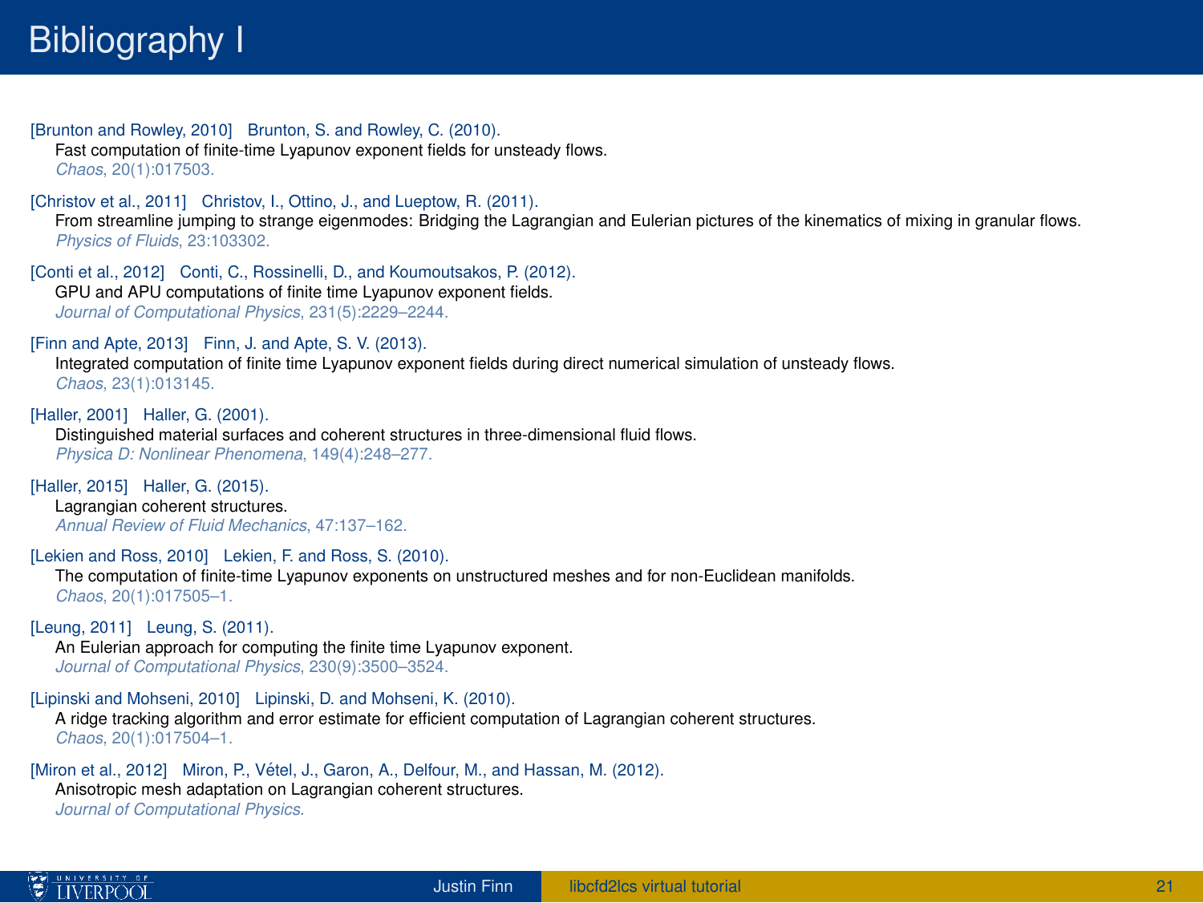# Bibliography I

[Brunton and Rowley, 2010] Brunton, S. and Rowley, C. (2010).
Fast computation of finite-time Lyapunov exponent fields for unsteady flows.
*Chaos*, 20(1):017503.

[Christov et al., 2011] Christov, I., Ottino, J., and Lueptow, R. (2011).
From streamline jumping to strange eigenmodes: Bridging the Lagrangian and Eulerian pictures of the kinematics of mixing in granular flows.
*Physics of Fluids*, 23:103302.

[Conti et al., 2012] Conti, C., Rossinelli, D., and Koumoutsakos, P. (2012).
GPU and APU computations of finite time Lyapunov exponent fields.
*Journal of Computational Physics*, 231(5):2229–2244.

[Finn and Apte, 2013] Finn, J. and Apte, S. V. (2013).
Integrated computation of finite time Lyapunov exponent fields during direct numerical simulation of unsteady flows.
*Chaos*, 23(1):013145.

[Haller, 2001] Haller, G. (2001).
Distinguished material surfaces and coherent structures in three-dimensional fluid flows.
*Physica D: Nonlinear Phenomena*, 149(4):248–277.

[Haller, 2015] Haller, G. (2015).
Lagrangian coherent structures.
*Annual Review of Fluid Mechanics*, 47:137–162.

[Lekien and Ross, 2010] Lekien, F. and Ross, S. (2010).
The computation of finite-time Lyapunov exponents on unstructured meshes and for non-Euclidean manifolds.
*Chaos*, 20(1):017505–1.

[Leung, 2011] Leung, S. (2011).
An Eulerian approach for computing the finite time Lyapunov exponent.
*Journal of Computational Physics*, 230(9):3500–3524.

[Lipinski and Mohseni, 2010] Lipinski, D. and Mohseni, K. (2010).
A ridge tracking algorithm and error estimate for efficient computation of Lagrangian coherent structures.
*Chaos*, 20(1):017504–1.

[Miron et al., 2012] Miron, P., Vétel, J., Garon, A., Delfour, M., and Hassan, M. (2012).
Anisotropic mesh adaptation on Lagrangian coherent structures.
*Journal of Computational Physics*.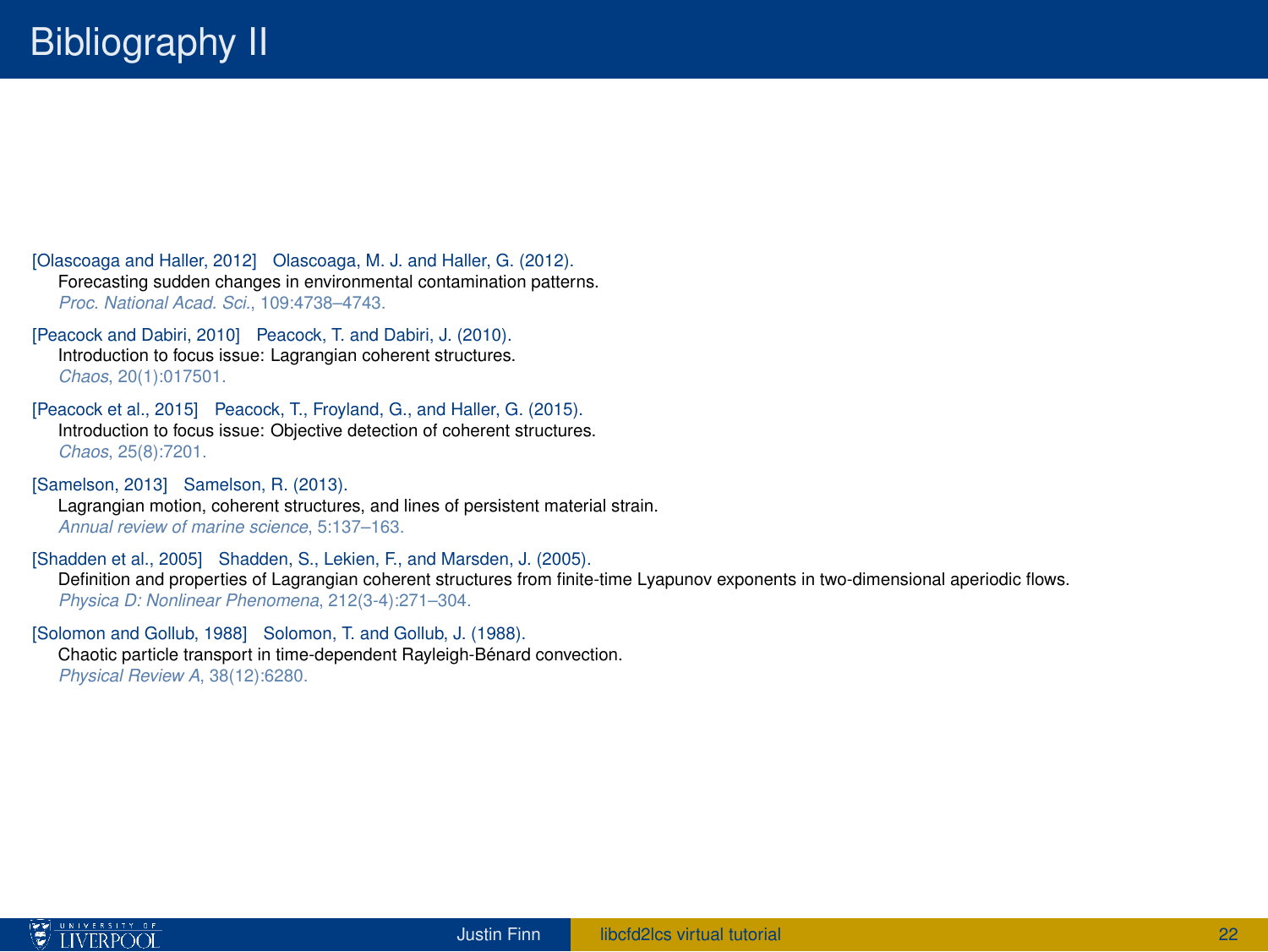# Bibliography II

[Olascoaga and Haller, 2012] Olascoaga, M. J. and Haller, G. (2012).
Forecasting sudden changes in environmental contamination patterns.
*Proc. National Acad. Sci.*, 109:4738–4743.

[Peacock and Dabiri, 2010] Peacock, T. and Dabiri, J. (2010).
Introduction to focus issue: Lagrangian coherent structures.
*Chaos*, 20(1):017501.

[Peacock et al., 2015] Peacock, T., Froyland, G., and Haller, G. (2015).
Introduction to focus issue: Objective detection of coherent structures.
*Chaos*, 25(8):7201.

[Samelson, 2013] Samelson, R. (2013).
Lagrangian motion, coherent structures, and lines of persistent material strain.
*Annual review of marine science*, 5:137–163.

[Shadden et al., 2005] Shadden, S., Lekien, F., and Marsden, J. (2005).
Definition and properties of Lagrangian coherent structures from finite-time Lyapunov exponents in two-dimensional aperiodic flows.
*Physica D: Nonlinear Phenomena*, 212(3-4):271–304.

[Solomon and Gollub, 1988] Solomon, T. and Gollub, J. (1988).
Chaotic particle transport in time-dependent Rayleigh-Bénard convection.
*Physical Review A*, 38(12):6280.